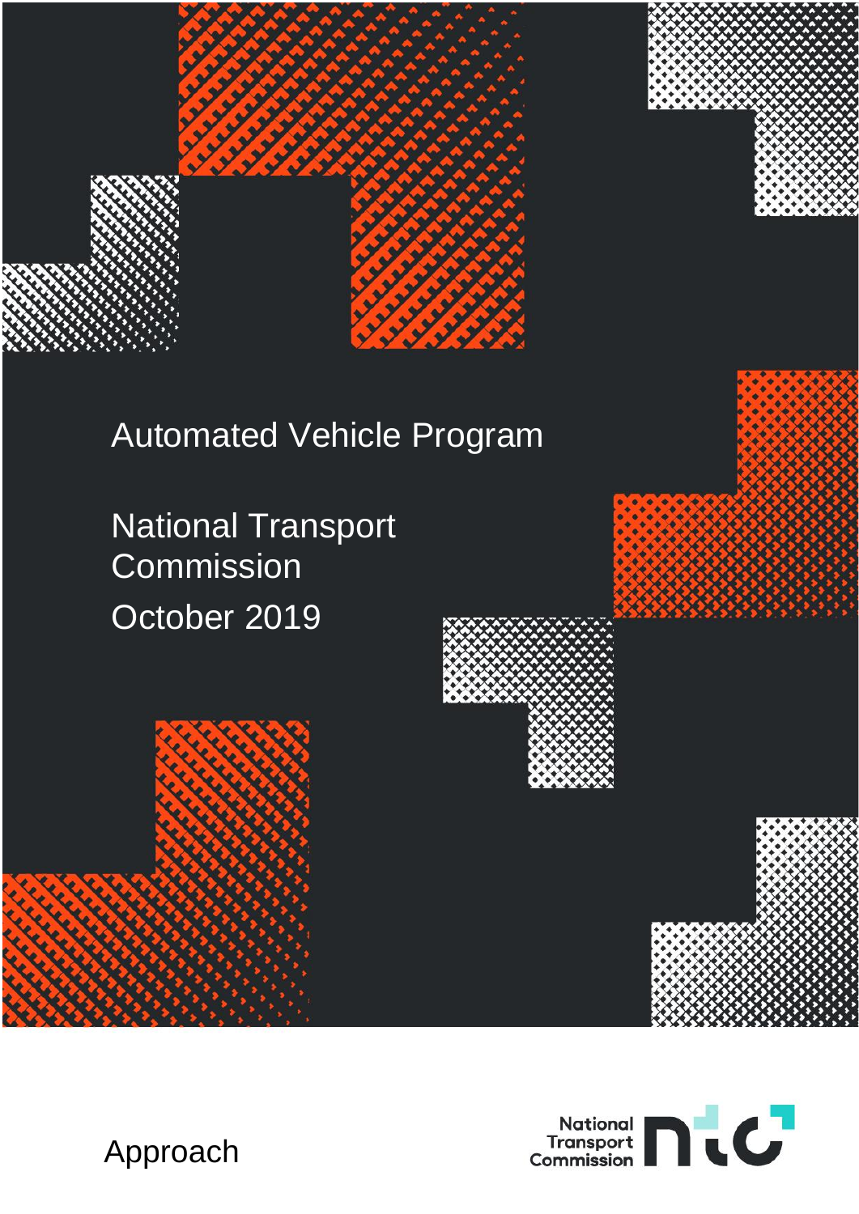# Automated Vehicle Program

## National Transport Commission

October 2019

Approach

National Transport Commission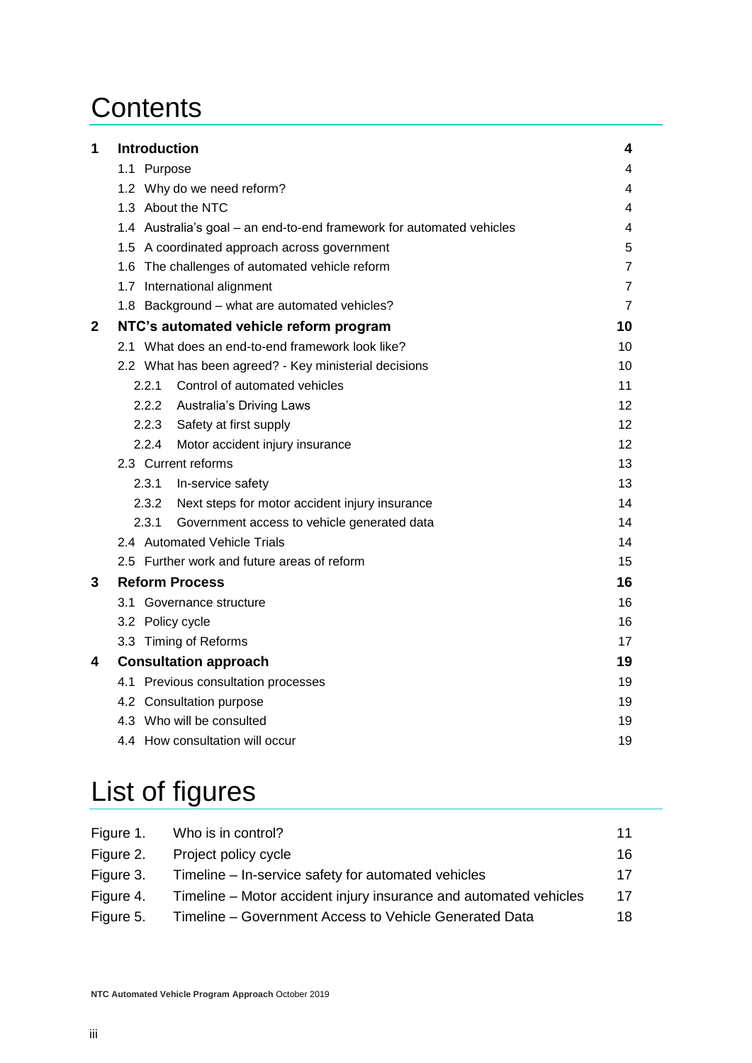# Contents

| | | |
|---|---|---|
| **1** | **Introduction** | **4** |
| | 1.1 Purpose | 4 |
| | 1.2 Why do we need reform? | 4 |
| | 1.3 About the NTC | 4 |
| | 1.4 Australia's goal – an end-to-end framework for automated vehicles | 4 |
| | 1.5 A coordinated approach across government | 5 |
| | 1.6 The challenges of automated vehicle reform | 7 |
| | 1.7 International alignment | 7 |
| | 1.8 Background – what are automated vehicles? | 7 |
| **2** | **NTC's automated vehicle reform program** | **10** |
| | 2.1 What does an end-to-end framework look like? | 10 |
| | 2.2 What has been agreed? - Key ministerial decisions | 10 |
| | 2.2.1 Control of automated vehicles | 11 |
| | 2.2.2 Australia's Driving Laws | 12 |
| | 2.2.3 Safety at first supply | 12 |
| | 2.2.4 Motor accident injury insurance | 12 |
| | 2.3 Current reforms | 13 |
| | 2.3.1 In-service safety | 13 |
| | 2.3.2 Next steps for motor accident injury insurance | 14 |
| | 2.3.1 Government access to vehicle generated data | 14 |
| | 2.4 Automated Vehicle Trials | 14 |
| | 2.5 Further work and future areas of reform | 15 |
| **3** | **Reform Process** | **16** |
| | 3.1 Governance structure | 16 |
| | 3.2 Policy cycle | 16 |
| | 3.3 Timing of Reforms | 17 |
| **4** | **Consultation approach** | **19** |
| | 4.1 Previous consultation processes | 19 |
| | 4.2 Consultation purpose | 19 |
| | 4.3 Who will be consulted | 19 |
| | 4.4 How consultation will occur | 19 |

# List of figures

| | | |
|---|---|---|
| Figure 1. | Who is in control? | 11 |
| Figure 2. | Project policy cycle | 16 |
| Figure 3. | Timeline – In-service safety for automated vehicles | 17 |
| Figure 4. | Timeline – Motor accident injury insurance and automated vehicles | 17 |
| Figure 5. | Timeline – Government Access to Vehicle Generated Data | 18 |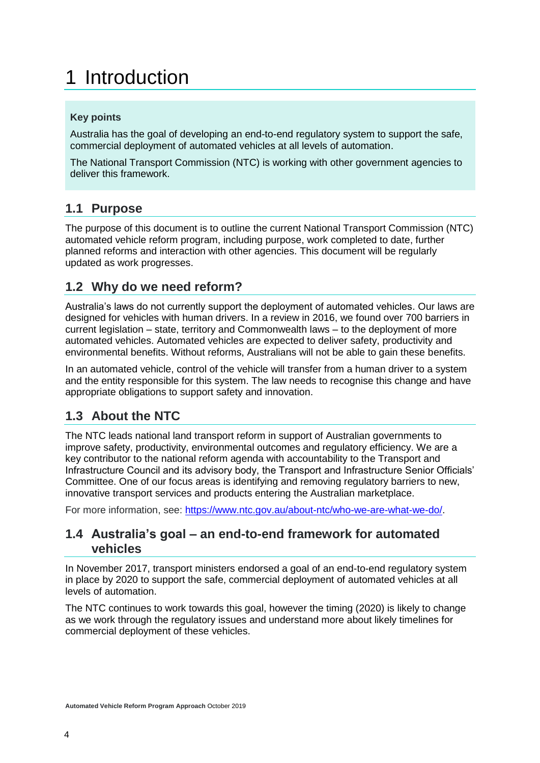# 1 Introduction

**Key points**

Australia has the goal of developing an end-to-end regulatory system to support the safe, commercial deployment of automated vehicles at all levels of automation.

The National Transport Commission (NTC) is working with other government agencies to deliver this framework.

## 1.1 Purpose

The purpose of this document is to outline the current National Transport Commission (NTC) automated vehicle reform program, including purpose, work completed to date, further planned reforms and interaction with other agencies. This document will be regularly updated as work progresses.

## 1.2 Why do we need reform?

Australia's laws do not currently support the deployment of automated vehicles. Our laws are designed for vehicles with human drivers. In a review in 2016, we found over 700 barriers in current legislation – state, territory and Commonwealth laws – to the deployment of more automated vehicles. Automated vehicles are expected to deliver safety, productivity and environmental benefits. Without reforms, Australians will not be able to gain these benefits.

In an automated vehicle, control of the vehicle will transfer from a human driver to a system and the entity responsible for this system. The law needs to recognise this change and have appropriate obligations to support safety and innovation.

## 1.3 About the NTC

The NTC leads national land transport reform in support of Australian governments to improve safety, productivity, environmental outcomes and regulatory efficiency. We are a key contributor to the national reform agenda with accountability to the Transport and Infrastructure Council and its advisory body, the Transport and Infrastructure Senior Officials' Committee. One of our focus areas is identifying and removing regulatory barriers to new, innovative transport services and products entering the Australian marketplace.

For more information, see: [https://www.ntc.gov.au/about-ntc/who-we-are-what-we-do/](https://www.ntc.gov.au/about-ntc/who-we-are-what-we-do/).

## 1.4 Australia's goal – an end-to-end framework for automated vehicles

In November 2017, transport ministers endorsed a goal of an end-to-end regulatory system in place by 2020 to support the safe, commercial deployment of automated vehicles at all levels of automation.

The NTC continues to work towards this goal, however the timing (2020) is likely to change as we work through the regulatory issues and understand more about likely timelines for commercial deployment of these vehicles.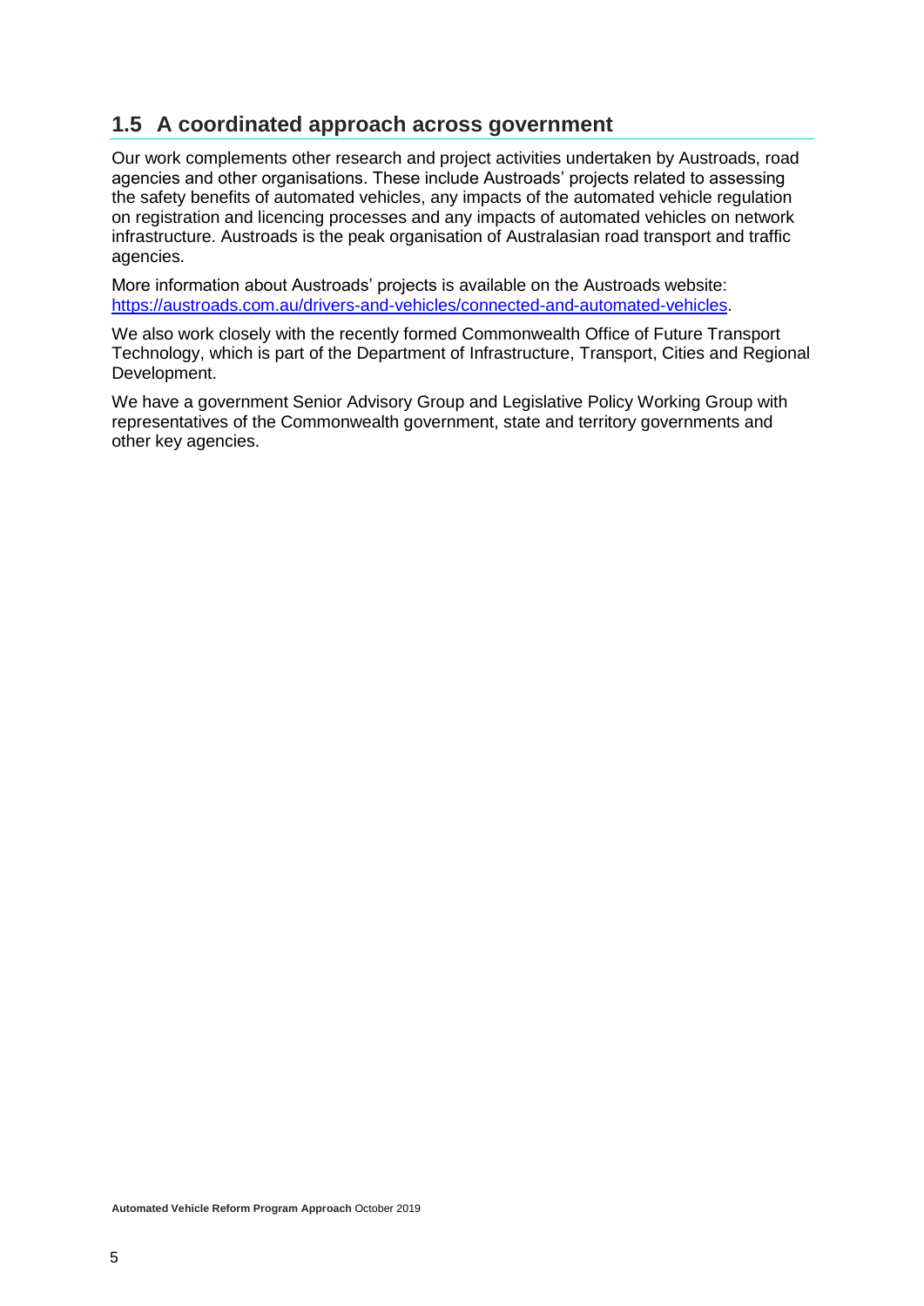## 1.5 A coordinated approach across government

Our work complements other research and project activities undertaken by Austroads, road agencies and other organisations. These include Austroads' projects related to assessing the safety benefits of automated vehicles, any impacts of the automated vehicle regulation on registration and licencing processes and any impacts of automated vehicles on network infrastructure. Austroads is the peak organisation of Australasian road transport and traffic agencies.

More information about Austroads' projects is available on the Austroads website: [https://austroads.com.au/drivers-and-vehicles/connected-and-automated-vehicles](https://austroads.com.au/drivers-and-vehicles/connected-and-automated-vehicles).

We also work closely with the recently formed Commonwealth Office of Future Transport Technology, which is part of the Department of Infrastructure, Transport, Cities and Regional Development.

We have a government Senior Advisory Group and Legislative Policy Working Group with representatives of the Commonwealth government, state and territory governments and other key agencies.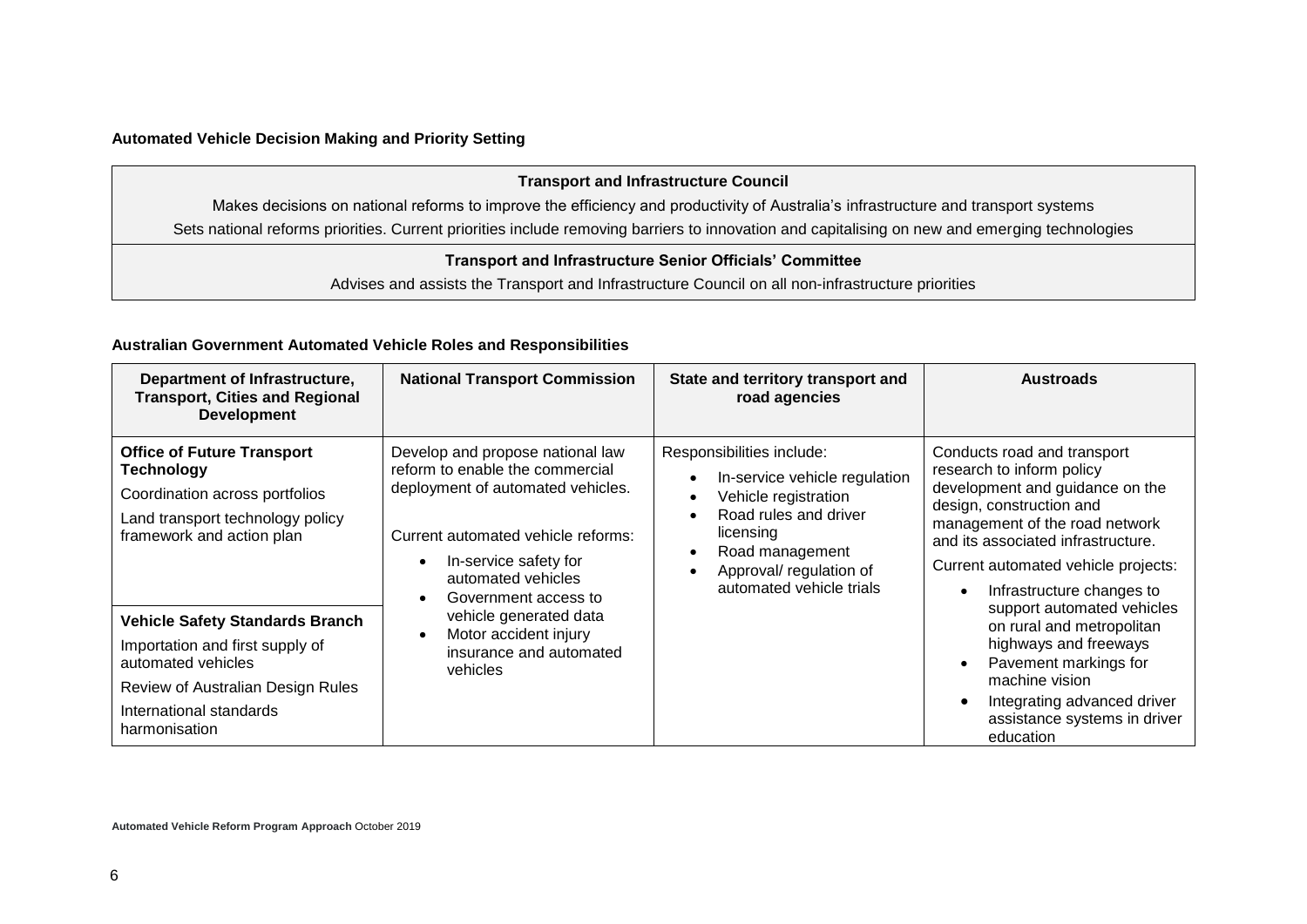**Automated Vehicle Decision Making and Priority Setting**

| **Transport and Infrastructure Council** |
|---|
| Makes decisions on national reforms to improve the efficiency and productivity of Australia's infrastructure and transport systems<br>Sets national reforms priorities. Current priorities include removing barriers to innovation and capitalising on new and emerging technologies |
| **Transport and Infrastructure Senior Officials' Committee** |
| Advises and assists the Transport and Infrastructure Council on all non-infrastructure priorities |

**Australian Government Automated Vehicle Roles and Responsibilities**

| Department of Infrastructure, Transport, Cities and Regional Development | National Transport Commission | State and territory transport and road agencies | Austroads |
|---|---|---|---|
| **Office of Future Transport Technology**<br>Coordination across portfolios<br>Land transport technology policy framework and action plan<br><br>**Vehicle Safety Standards Branch**<br>Importation and first supply of automated vehicles<br>Review of Australian Design Rules<br>International standards harmonisation | Develop and propose national law reform to enable the commercial deployment of automated vehicles.<br><br>Current automated vehicle reforms:<br>• In-service safety for automated vehicles<br>• Government access to vehicle generated data<br>• Motor accident injury insurance and automated vehicles | Responsibilities include:<br>• In-service vehicle regulation<br>• Vehicle registration<br>• Road rules and driver licensing<br>• Road management<br>• Approval/ regulation of automated vehicle trials | Conducts road and transport research to inform policy development and guidance on the design, construction and management of the road network and its associated infrastructure.<br>Current automated vehicle projects:<br>• Infrastructure changes to support automated vehicles on rural and metropolitan highways and freeways<br>• Pavement markings for machine vision<br>• Integrating advanced driver assistance systems in driver education |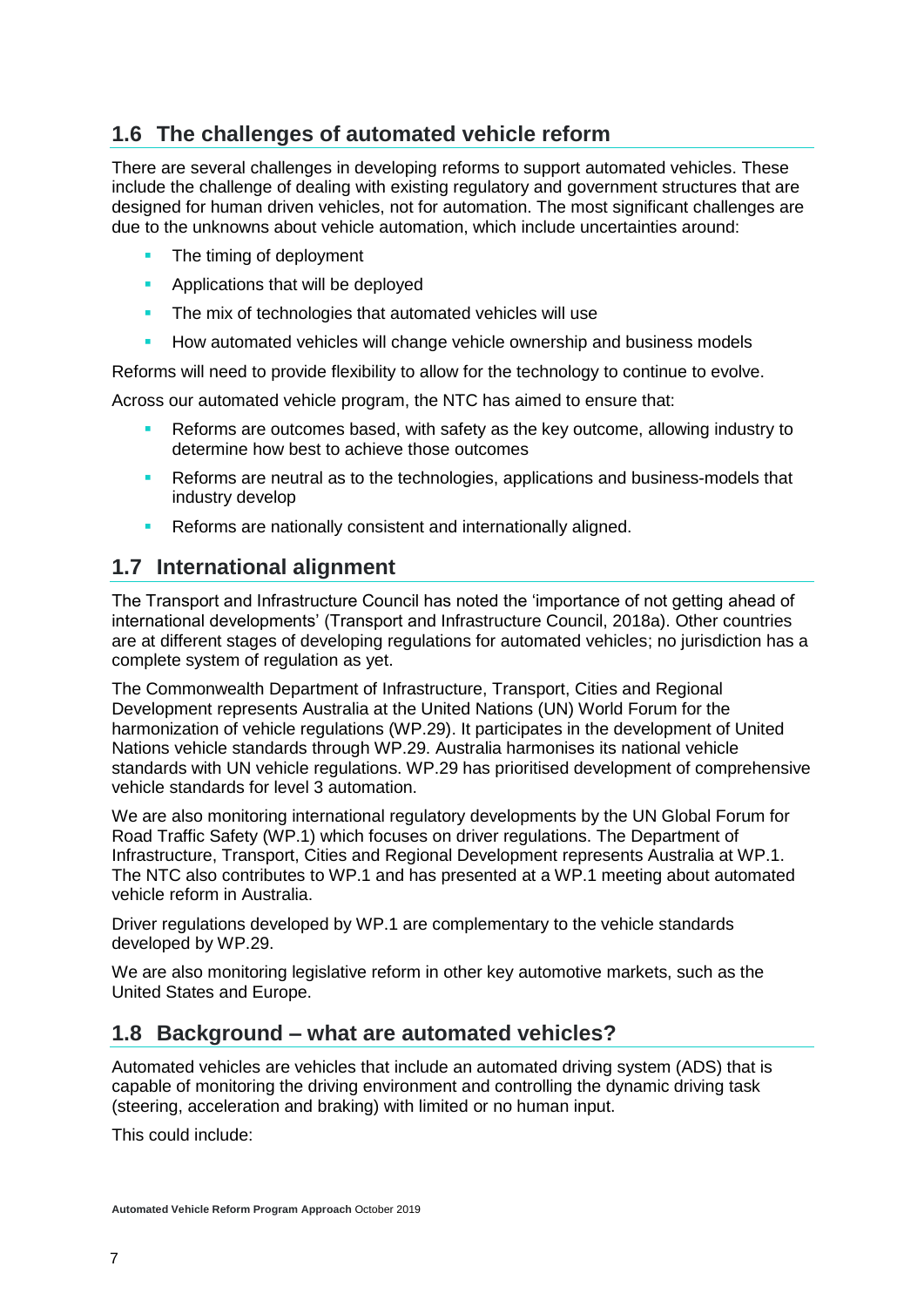## 1.6 The challenges of automated vehicle reform

There are several challenges in developing reforms to support automated vehicles. These include the challenge of dealing with existing regulatory and government structures that are designed for human driven vehicles, not for automation. The most significant challenges are due to the unknowns about vehicle automation, which include uncertainties around:

- The timing of deployment
- Applications that will be deployed
- The mix of technologies that automated vehicles will use
- How automated vehicles will change vehicle ownership and business models

Reforms will need to provide flexibility to allow for the technology to continue to evolve.

Across our automated vehicle program, the NTC has aimed to ensure that:

- Reforms are outcomes based, with safety as the key outcome, allowing industry to determine how best to achieve those outcomes
- Reforms are neutral as to the technologies, applications and business-models that industry develop
- Reforms are nationally consistent and internationally aligned.

## 1.7 International alignment

The Transport and Infrastructure Council has noted the 'importance of not getting ahead of international developments' (Transport and Infrastructure Council, 2018a). Other countries are at different stages of developing regulations for automated vehicles; no jurisdiction has a complete system of regulation as yet.

The Commonwealth Department of Infrastructure, Transport, Cities and Regional Development represents Australia at the United Nations (UN) World Forum for the harmonization of vehicle regulations (WP.29). It participates in the development of United Nations vehicle standards through WP.29. Australia harmonises its national vehicle standards with UN vehicle regulations. WP.29 has prioritised development of comprehensive vehicle standards for level 3 automation.

We are also monitoring international regulatory developments by the UN Global Forum for Road Traffic Safety (WP.1) which focuses on driver regulations. The Department of Infrastructure, Transport, Cities and Regional Development represents Australia at WP.1. The NTC also contributes to WP.1 and has presented at a WP.1 meeting about automated vehicle reform in Australia.

Driver regulations developed by WP.1 are complementary to the vehicle standards developed by WP.29.

We are also monitoring legislative reform in other key automotive markets, such as the United States and Europe.

## 1.8 Background – what are automated vehicles?

Automated vehicles are vehicles that include an automated driving system (ADS) that is capable of monitoring the driving environment and controlling the dynamic driving task (steering, acceleration and braking) with limited or no human input.

This could include: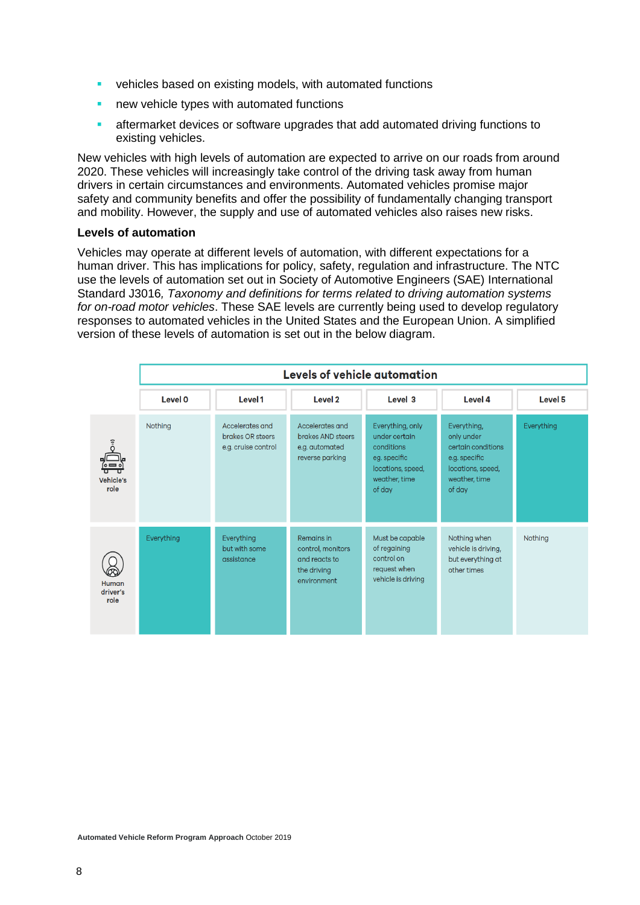- vehicles based on existing models, with automated functions
- new vehicle types with automated functions
- aftermarket devices or software upgrades that add automated driving functions to existing vehicles.

New vehicles with high levels of automation are expected to arrive on our roads from around 2020. These vehicles will increasingly take control of the driving task away from human drivers in certain circumstances and environments. Automated vehicles promise major safety and community benefits and offer the possibility of fundamentally changing transport and mobility. However, the supply and use of automated vehicles also raises new risks.

### Levels of automation

Vehicles may operate at different levels of automation, with different expectations for a human driver. This has implications for policy, safety, regulation and infrastructure. The NTC use the levels of automation set out in Society of Automotive Engineers (SAE) International Standard J3016, *Taxonomy and definitions for terms related to driving automation systems for on-road motor vehicles*. These SAE levels are currently being used to develop regulatory responses to automated vehicles in the United States and the European Union. A simplified version of these levels of automation is set out in the below diagram.

**Levels of vehicle automation**

| | Level 0 | Level 1 | Level 2 | Level 3 | Level 4 | Level 5 |
|---|---|---|---|---|---|---|
| Vehicle's role | Nothing | Accelerates and brakes OR steers e.g. cruise control | Accelerates and brakes AND steers e.g. automated reverse parking | Everything, only under certain conditions eg. specific locations, speed, weather, time of day | Everything, only under certain conditions e.g. specific locations, speed, weather, time of day | Everything |
| Human driver's role | Everything | Everything but with some assistance | Remains in control, monitors and reacts to the driving environment | Must be capable of regaining control on request when vehicle is driving | Nothing when vehicle is driving, but everything at other times | Nothing |

**Automated Vehicle Reform Program Approach** October 2019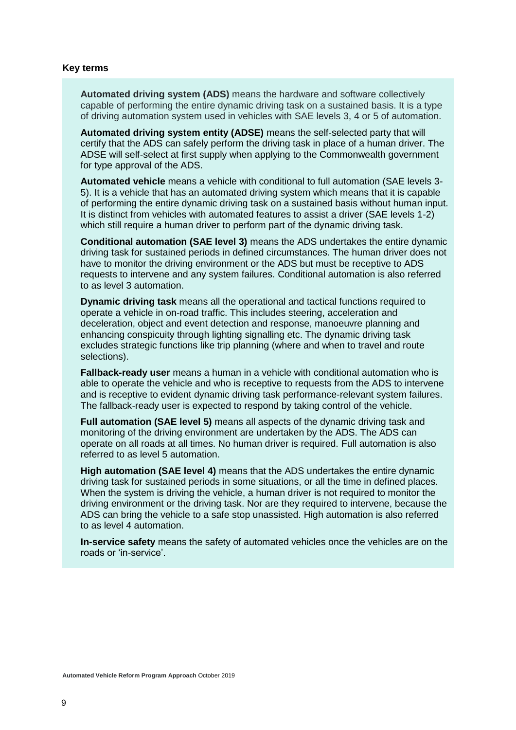**Key terms**

**Automated driving system (ADS)** means the hardware and software collectively capable of performing the entire dynamic driving task on a sustained basis. It is a type of driving automation system used in vehicles with SAE levels 3, 4 or 5 of automation.

**Automated driving system entity (ADSE)** means the self-selected party that will certify that the ADS can safely perform the driving task in place of a human driver. The ADSE will self-select at first supply when applying to the Commonwealth government for type approval of the ADS.

**Automated vehicle** means a vehicle with conditional to full automation (SAE levels 3-5). It is a vehicle that has an automated driving system which means that it is capable of performing the entire dynamic driving task on a sustained basis without human input. It is distinct from vehicles with automated features to assist a driver (SAE levels 1-2) which still require a human driver to perform part of the dynamic driving task.

**Conditional automation (SAE level 3)** means the ADS undertakes the entire dynamic driving task for sustained periods in defined circumstances. The human driver does not have to monitor the driving environment or the ADS but must be receptive to ADS requests to intervene and any system failures. Conditional automation is also referred to as level 3 automation.

**Dynamic driving task** means all the operational and tactical functions required to operate a vehicle in on-road traffic. This includes steering, acceleration and deceleration, object and event detection and response, manoeuvre planning and enhancing conspicuity through lighting signalling etc. The dynamic driving task excludes strategic functions like trip planning (where and when to travel and route selections).

**Fallback-ready user** means a human in a vehicle with conditional automation who is able to operate the vehicle and who is receptive to requests from the ADS to intervene and is receptive to evident dynamic driving task performance-relevant system failures. The fallback-ready user is expected to respond by taking control of the vehicle.

**Full automation (SAE level 5)** means all aspects of the dynamic driving task and monitoring of the driving environment are undertaken by the ADS. The ADS can operate on all roads at all times. No human driver is required. Full automation is also referred to as level 5 automation.

**High automation (SAE level 4)** means that the ADS undertakes the entire dynamic driving task for sustained periods in some situations, or all the time in defined places. When the system is driving the vehicle, a human driver is not required to monitor the driving environment or the driving task. Nor are they required to intervene, because the ADS can bring the vehicle to a safe stop unassisted. High automation is also referred to as level 4 automation.

**In-service safety** means the safety of automated vehicles once the vehicles are on the roads or 'in-service'.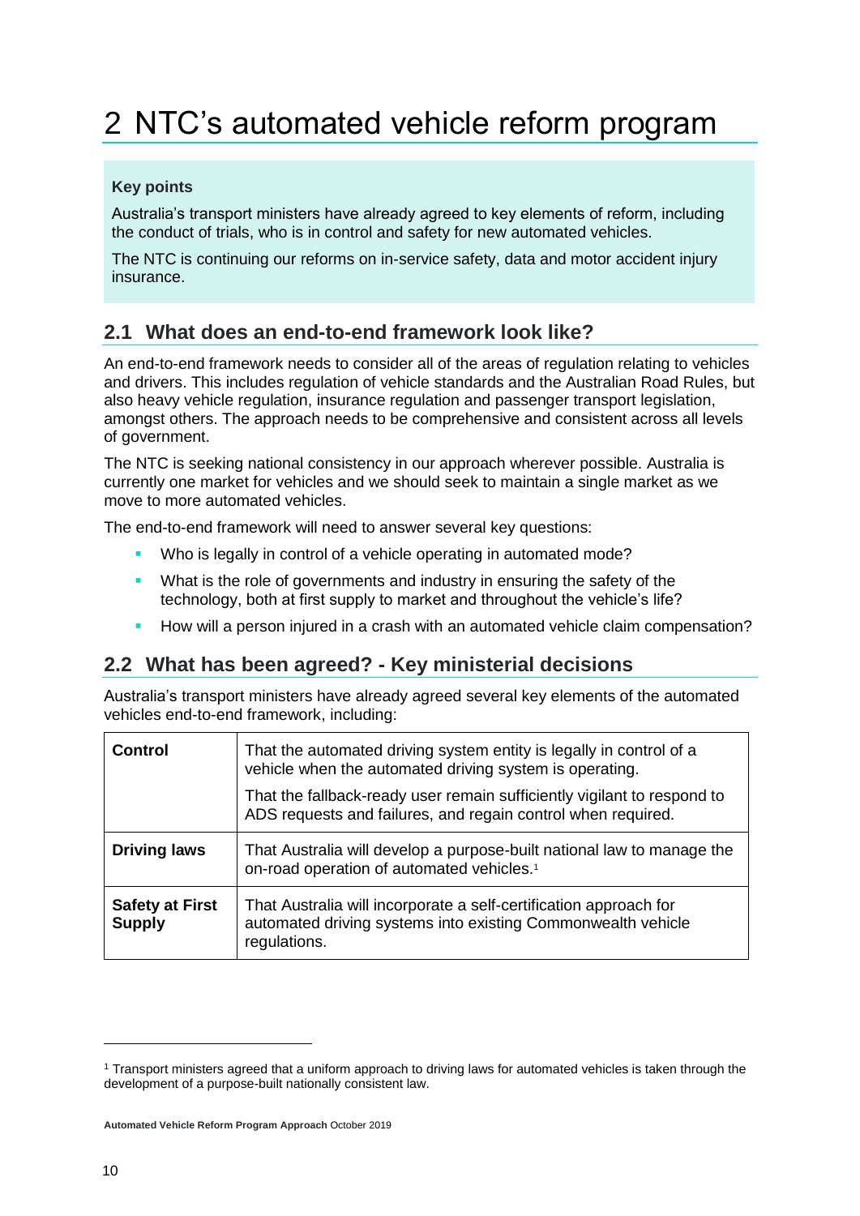# 2 NTC's automated vehicle reform program

**Key points**

Australia's transport ministers have already agreed to key elements of reform, including the conduct of trials, who is in control and safety for new automated vehicles.

The NTC is continuing our reforms on in-service safety, data and motor accident injury insurance.

## 2.1 What does an end-to-end framework look like?

An end-to-end framework needs to consider all of the areas of regulation relating to vehicles and drivers. This includes regulation of vehicle standards and the Australian Road Rules, but also heavy vehicle regulation, insurance regulation and passenger transport legislation, amongst others. The approach needs to be comprehensive and consistent across all levels of government.

The NTC is seeking national consistency in our approach wherever possible. Australia is currently one market for vehicles and we should seek to maintain a single market as we move to more automated vehicles.

The end-to-end framework will need to answer several key questions:

- Who is legally in control of a vehicle operating in automated mode?
- What is the role of governments and industry in ensuring the safety of the technology, both at first supply to market and throughout the vehicle's life?
- How will a person injured in a crash with an automated vehicle claim compensation?

## 2.2 What has been agreed? - Key ministerial decisions

Australia's transport ministers have already agreed several key elements of the automated vehicles end-to-end framework, including:

| | |
|---|---|
| **Control** | That the automated driving system entity is legally in control of a vehicle when the automated driving system is operating.<br><br>That the fallback-ready user remain sufficiently vigilant to respond to ADS requests and failures, and regain control when required. |
| **Driving laws** | That Australia will develop a purpose-built national law to manage the on-road operation of automated vehicles.[1] |
| **Safety at First Supply** | That Australia will incorporate a self-certification approach for automated driving systems into existing Commonwealth vehicle regulations. |

[1] Transport ministers agreed that a uniform approach to driving laws for automated vehicles is taken through the development of a purpose-built nationally consistent law.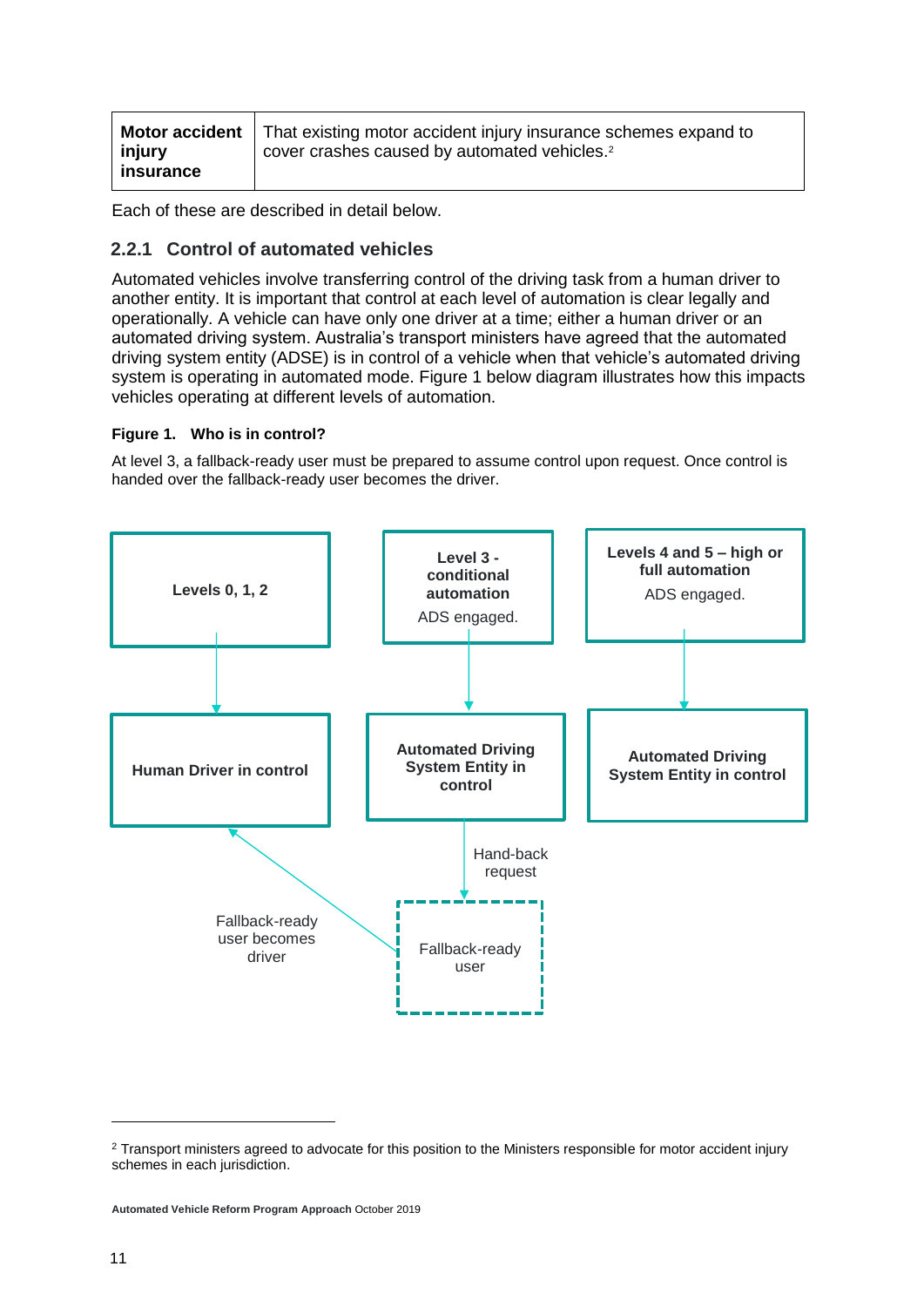| **Motor accident injury insurance** | That existing motor accident injury insurance schemes expand to cover crashes caused by automated vehicles.[2] |
|---|---|

Each of these are described in detail below.

### 2.2.1 Control of automated vehicles

Automated vehicles involve transferring control of the driving task from a human driver to another entity. It is important that control at each level of automation is clear legally and operationally. A vehicle can have only one driver at a time; either a human driver or an automated driving system. Australia's transport ministers have agreed that the automated driving system entity (ADSE) is in control of a vehicle when that vehicle's automated driving system is operating in automated mode. Figure 1 below diagram illustrates how this impacts vehicles operating at different levels of automation.

**Figure 1. Who is in control?**

At level 3, a fallback-ready user must be prepared to assume control upon request. Once control is handed over the fallback-ready user becomes the driver.

- **Levels 0, 1, 2** → **Human Driver in control**
- **Level 3 - conditional automation** (ADS engaged.) → **Automated Driving System Entity in control** → Hand-back request → Fallback-ready user → Fallback-ready user becomes driver → **Human Driver in control**
- **Levels 4 and 5 – high or full automation** (ADS engaged.) → **Automated Driving System Entity in control**

---

[2] Transport ministers agreed to advocate for this position to the Ministers responsible for motor accident injury schemes in each jurisdiction.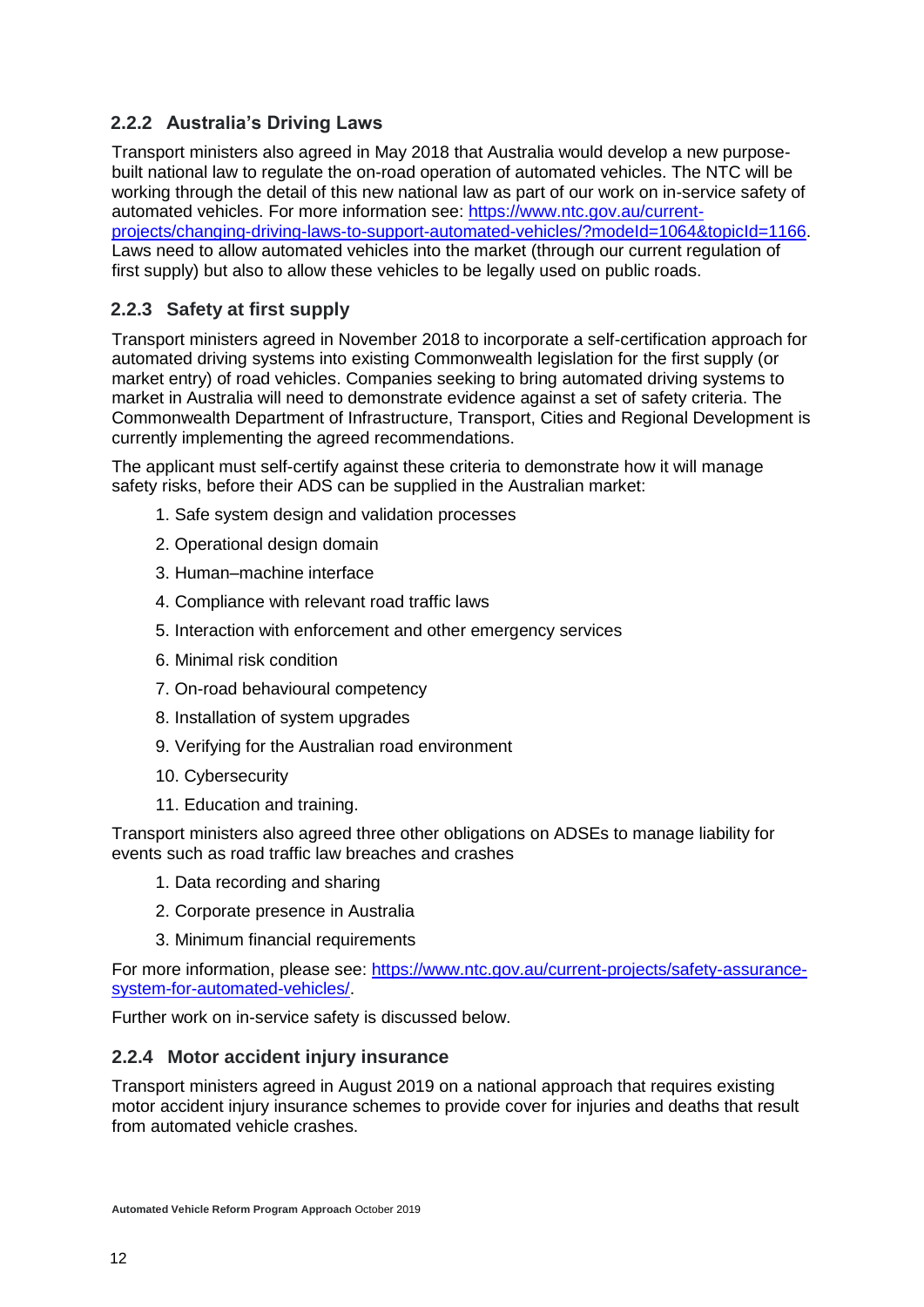### 2.2.2 Australia's Driving Laws

Transport ministers also agreed in May 2018 that Australia would develop a new purpose-built national law to regulate the on-road operation of automated vehicles. The NTC will be working through the detail of this new national law as part of our work on in-service safety of automated vehicles. For more information see: [https://www.ntc.gov.au/current-projects/changing-driving-laws-to-support-automated-vehicles/?modeId=1064&topicId=1166](https://www.ntc.gov.au/current-projects/changing-driving-laws-to-support-automated-vehicles/?modeId=1064&topicId=1166). Laws need to allow automated vehicles into the market (through our current regulation of first supply) but also to allow these vehicles to be legally used on public roads.

### 2.2.3 Safety at first supply

Transport ministers agreed in November 2018 to incorporate a self-certification approach for automated driving systems into existing Commonwealth legislation for the first supply (or market entry) of road vehicles. Companies seeking to bring automated driving systems to market in Australia will need to demonstrate evidence against a set of safety criteria. The Commonwealth Department of Infrastructure, Transport, Cities and Regional Development is currently implementing the agreed recommendations.

The applicant must self-certify against these criteria to demonstrate how it will manage safety risks, before their ADS can be supplied in the Australian market:

1. Safe system design and validation processes
2. Operational design domain
3. Human–machine interface
4. Compliance with relevant road traffic laws
5. Interaction with enforcement and other emergency services
6. Minimal risk condition
7. On-road behavioural competency
8. Installation of system upgrades
9. Verifying for the Australian road environment
10. Cybersecurity
11. Education and training.

Transport ministers also agreed three other obligations on ADSEs to manage liability for events such as road traffic law breaches and crashes

1. Data recording and sharing
2. Corporate presence in Australia
3. Minimum financial requirements

For more information, please see: [https://www.ntc.gov.au/current-projects/safety-assurance-system-for-automated-vehicles/](https://www.ntc.gov.au/current-projects/safety-assurance-system-for-automated-vehicles/).

Further work on in-service safety is discussed below.

### 2.2.4 Motor accident injury insurance

Transport ministers agreed in August 2019 on a national approach that requires existing motor accident injury insurance schemes to provide cover for injuries and deaths that result from automated vehicle crashes.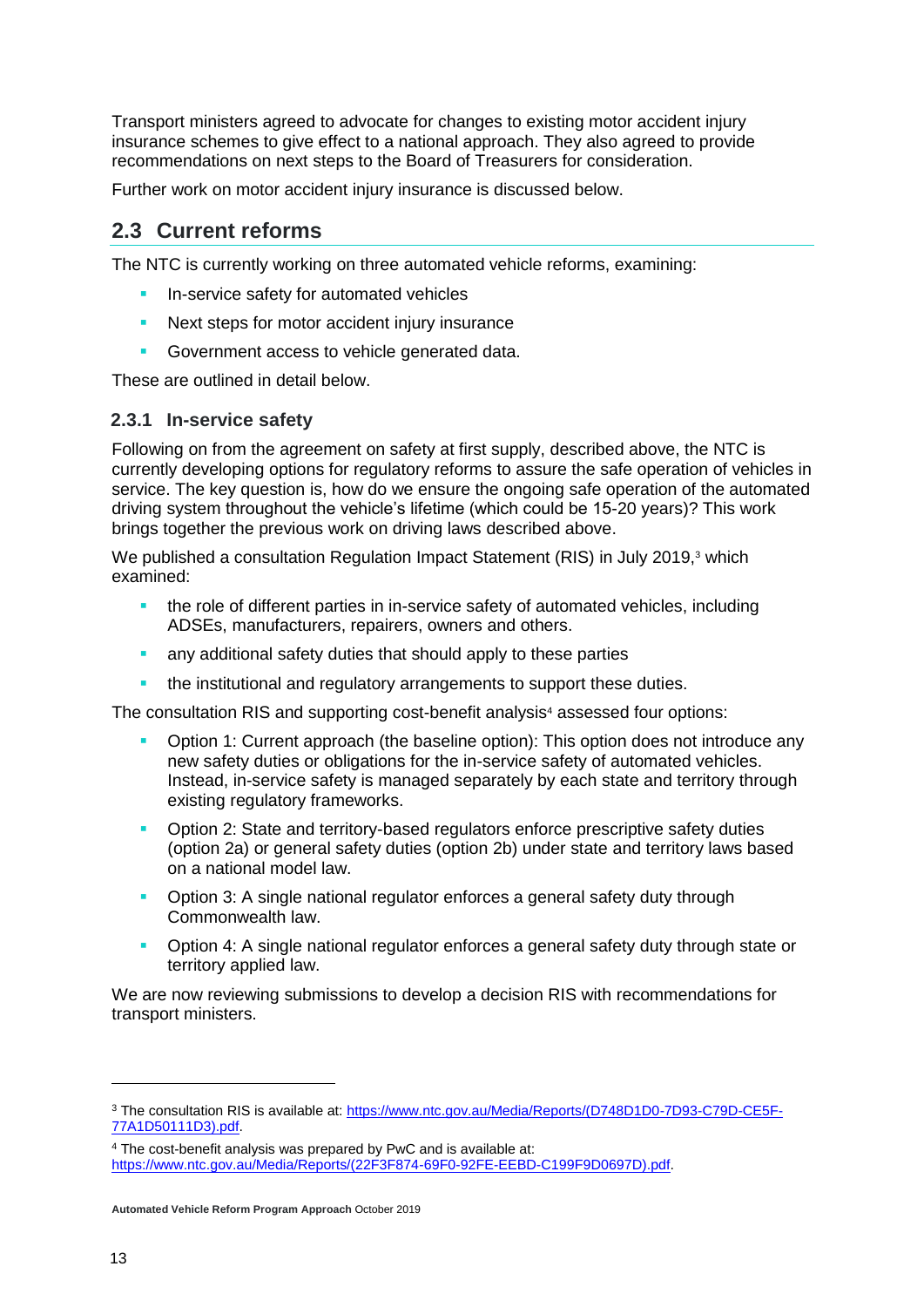Transport ministers agreed to advocate for changes to existing motor accident injury insurance schemes to give effect to a national approach. They also agreed to provide recommendations on next steps to the Board of Treasurers for consideration.

Further work on motor accident injury insurance is discussed below.

## 2.3 Current reforms

The NTC is currently working on three automated vehicle reforms, examining:

- In-service safety for automated vehicles
- Next steps for motor accident injury insurance
- Government access to vehicle generated data.

These are outlined in detail below.

### 2.3.1 In-service safety

Following on from the agreement on safety at first supply, described above, the NTC is currently developing options for regulatory reforms to assure the safe operation of vehicles in service. The key question is, how do we ensure the ongoing safe operation of the automated driving system throughout the vehicle's lifetime (which could be 15-20 years)? This work brings together the previous work on driving laws described above.

We published a consultation Regulation Impact Statement (RIS) in July 2019,[3] which examined:

- the role of different parties in in-service safety of automated vehicles, including ADSEs, manufacturers, repairers, owners and others.
- any additional safety duties that should apply to these parties
- the institutional and regulatory arrangements to support these duties.

The consultation RIS and supporting cost-benefit analysis[4] assessed four options:

- Option 1: Current approach (the baseline option): This option does not introduce any new safety duties or obligations for the in-service safety of automated vehicles. Instead, in-service safety is managed separately by each state and territory through existing regulatory frameworks.
- Option 2: State and territory-based regulators enforce prescriptive safety duties (option 2a) or general safety duties (option 2b) under state and territory laws based on a national model law.
- Option 3: A single national regulator enforces a general safety duty through Commonwealth law.
- Option 4: A single national regulator enforces a general safety duty through state or territory applied law.

We are now reviewing submissions to develop a decision RIS with recommendations for transport ministers.

---

[3] The consultation RIS is available at: https://www.ntc.gov.au/Media/Reports/(D748D1D0-7D93-C79D-CE5F-77A1D50111D3).pdf.

[4] The cost-benefit analysis was prepared by PwC and is available at: https://www.ntc.gov.au/Media/Reports/(22F3F874-69F0-92FE-EEBD-C199F9D0697D).pdf.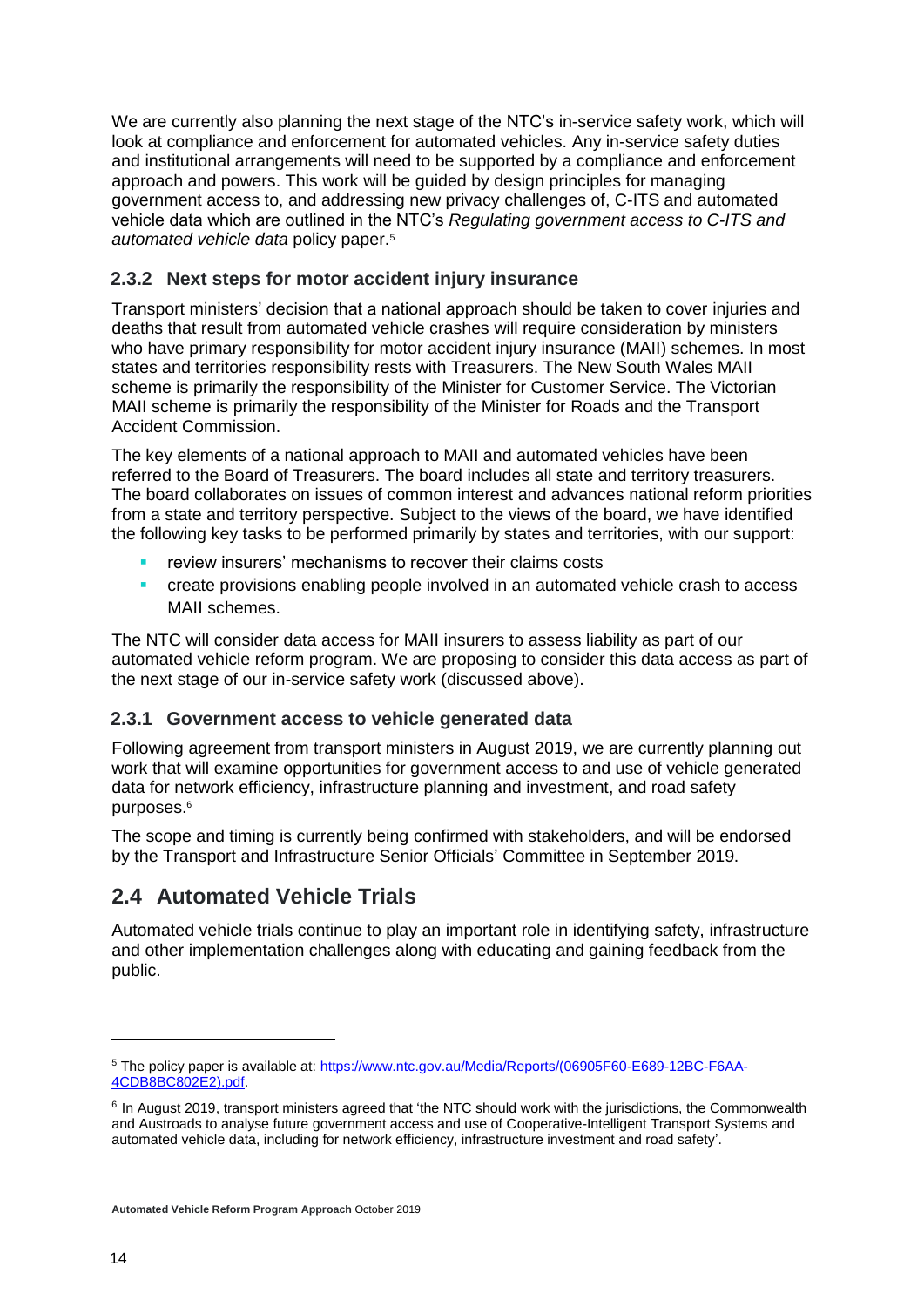We are currently also planning the next stage of the NTC's in-service safety work, which will look at compliance and enforcement for automated vehicles. Any in-service safety duties and institutional arrangements will need to be supported by a compliance and enforcement approach and powers. This work will be guided by design principles for managing government access to, and addressing new privacy challenges of, C-ITS and automated vehicle data which are outlined in the NTC's *Regulating government access to C-ITS and automated vehicle data* policy paper.[5]

### 2.3.2 Next steps for motor accident injury insurance

Transport ministers' decision that a national approach should be taken to cover injuries and deaths that result from automated vehicle crashes will require consideration by ministers who have primary responsibility for motor accident injury insurance (MAII) schemes. In most states and territories responsibility rests with Treasurers. The New South Wales MAII scheme is primarily the responsibility of the Minister for Customer Service. The Victorian MAII scheme is primarily the responsibility of the Minister for Roads and the Transport Accident Commission.

The key elements of a national approach to MAII and automated vehicles have been referred to the Board of Treasurers. The board includes all state and territory treasurers. The board collaborates on issues of common interest and advances national reform priorities from a state and territory perspective. Subject to the views of the board, we have identified the following key tasks to be performed primarily by states and territories, with our support:

- review insurers' mechanisms to recover their claims costs
- create provisions enabling people involved in an automated vehicle crash to access MAII schemes.

The NTC will consider data access for MAII insurers to assess liability as part of our automated vehicle reform program. We are proposing to consider this data access as part of the next stage of our in-service safety work (discussed above).

### 2.3.1 Government access to vehicle generated data

Following agreement from transport ministers in August 2019, we are currently planning out work that will examine opportunities for government access to and use of vehicle generated data for network efficiency, infrastructure planning and investment, and road safety purposes.[6]

The scope and timing is currently being confirmed with stakeholders, and will be endorsed by the Transport and Infrastructure Senior Officials' Committee in September 2019.

## 2.4 Automated Vehicle Trials

Automated vehicle trials continue to play an important role in identifying safety, infrastructure and other implementation challenges along with educating and gaining feedback from the public.

---

[5] The policy paper is available at: [https://www.ntc.gov.au/Media/Reports/(06905F60-E689-12BC-F6AA-4CDB8BC802E2).pdf](https://www.ntc.gov.au/Media/Reports/(06905F60-E689-12BC-F6AA-4CDB8BC802E2).pdf).

[6] In August 2019, transport ministers agreed that 'the NTC should work with the jurisdictions, the Commonwealth and Austroads to analyse future government access and use of Cooperative-Intelligent Transport Systems and automated vehicle data, including for network efficiency, infrastructure investment and road safety'.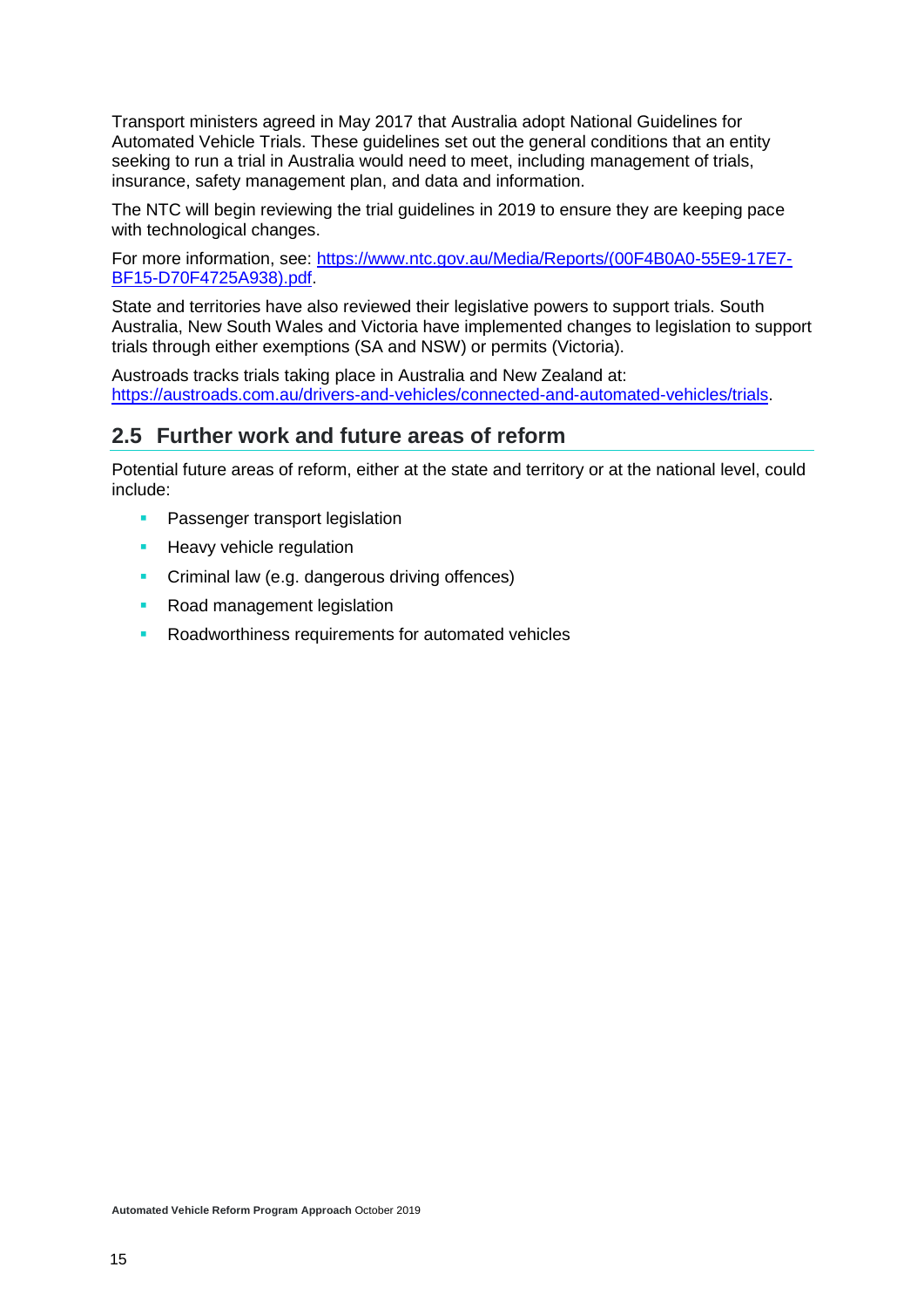Transport ministers agreed in May 2017 that Australia adopt National Guidelines for Automated Vehicle Trials. These guidelines set out the general conditions that an entity seeking to run a trial in Australia would need to meet, including management of trials, insurance, safety management plan, and data and information.

The NTC will begin reviewing the trial guidelines in 2019 to ensure they are keeping pace with technological changes.

For more information, see: [https://www.ntc.gov.au/Media/Reports/(00F4B0A0-55E9-17E7-BF15-D70F4725A938).pdf](https://www.ntc.gov.au/Media/Reports/(00F4B0A0-55E9-17E7-BF15-D70F4725A938).pdf).

State and territories have also reviewed their legislative powers to support trials. South Australia, New South Wales and Victoria have implemented changes to legislation to support trials through either exemptions (SA and NSW) or permits (Victoria).

Austroads tracks trials taking place in Australia and New Zealand at: [https://austroads.com.au/drivers-and-vehicles/connected-and-automated-vehicles/trials](https://austroads.com.au/drivers-and-vehicles/connected-and-automated-vehicles/trials).

## 2.5 Further work and future areas of reform

Potential future areas of reform, either at the state and territory or at the national level, could include:

- Passenger transport legislation
- Heavy vehicle regulation
- Criminal law (e.g. dangerous driving offences)
- Road management legislation
- Roadworthiness requirements for automated vehicles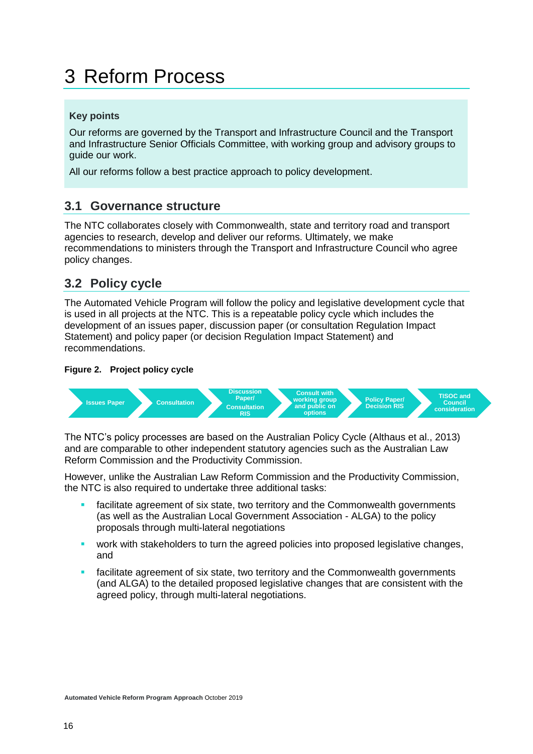# 3 Reform Process

**Key points**

Our reforms are governed by the Transport and Infrastructure Council and the Transport and Infrastructure Senior Officials Committee, with working group and advisory groups to guide our work.

All our reforms follow a best practice approach to policy development.

## 3.1 Governance structure

The NTC collaborates closely with Commonwealth, state and territory road and transport agencies to research, develop and deliver our reforms. Ultimately, we make recommendations to ministers through the Transport and Infrastructure Council who agree policy changes.

## 3.2 Policy cycle

The Automated Vehicle Program will follow the policy and legislative development cycle that is used in all projects at the NTC. This is a repeatable policy cycle which includes the development of an issues paper, discussion paper (or consultation Regulation Impact Statement) and policy paper (or decision Regulation Impact Statement) and recommendations.

**Figure 2. Project policy cycle**

Issues Paper → Consultation → Discussion Paper/ Consultation RIS → Consult with working group and public on options → Policy Paper/ Decision RIS → TISOC and Council consideration

The NTC's policy processes are based on the Australian Policy Cycle (Althaus et al., 2013) and are comparable to other independent statutory agencies such as the Australian Law Reform Commission and the Productivity Commission.

However, unlike the Australian Law Reform Commission and the Productivity Commission, the NTC is also required to undertake three additional tasks:

- facilitate agreement of six state, two territory and the Commonwealth governments (as well as the Australian Local Government Association - ALGA) to the policy proposals through multi-lateral negotiations
- work with stakeholders to turn the agreed policies into proposed legislative changes, and
- facilitate agreement of six state, two territory and the Commonwealth governments (and ALGA) to the detailed proposed legislative changes that are consistent with the agreed policy, through multi-lateral negotiations.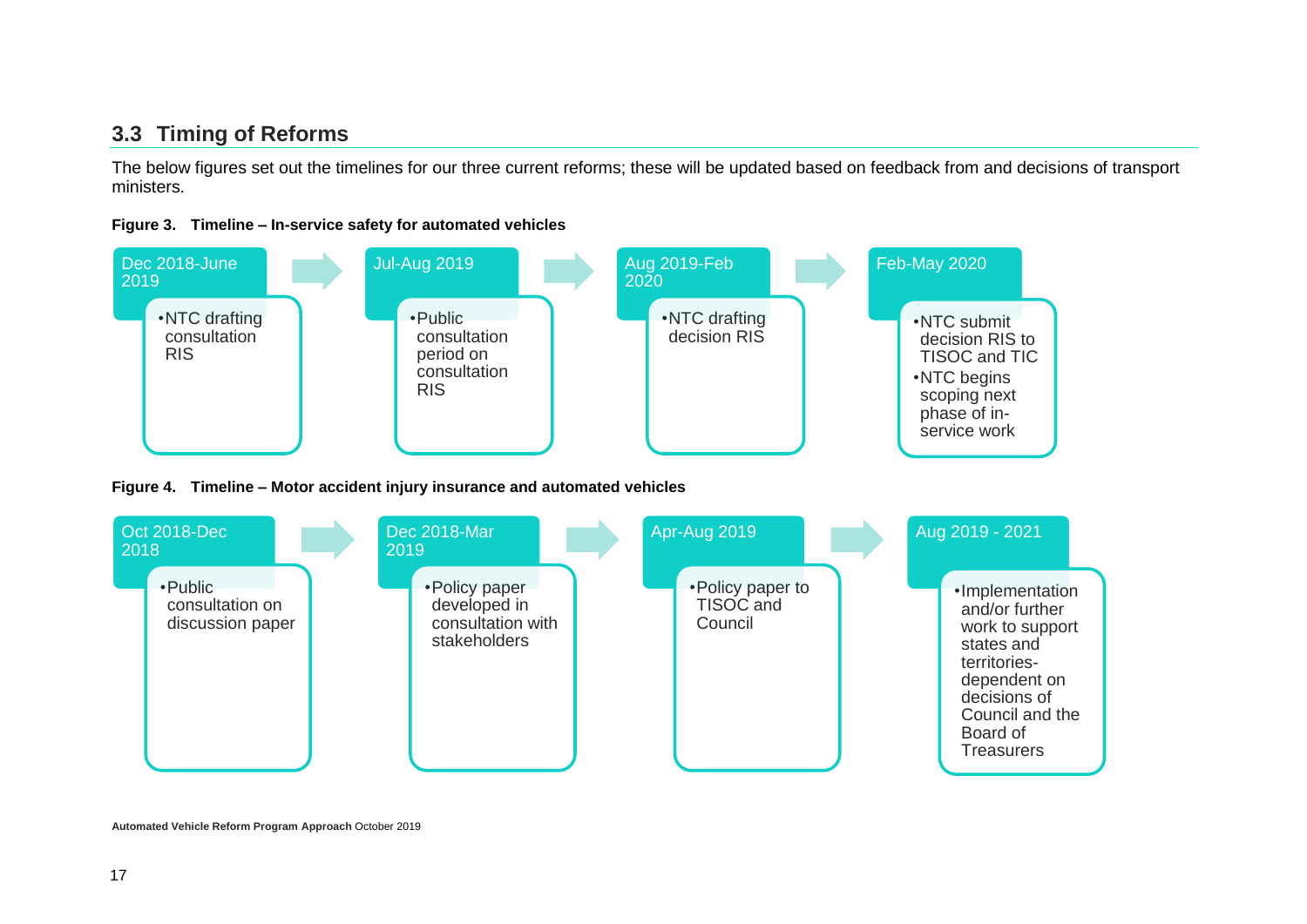## 3.3 Timing of Reforms

The below figures set out the timelines for our three current reforms; these will be updated based on feedback from and decisions of transport ministers.

**Figure 3. Timeline – In-service safety for automated vehicles**

| Dec 2018-June 2019 | Jul-Aug 2019 | Aug 2019-Feb 2020 | Feb-May 2020 |
|---|---|---|---|
| • NTC drafting consultation RIS | • Public consultation period on consultation RIS | • NTC drafting decision RIS | • NTC submit decision RIS to TISOC and TIC<br>• NTC begins scoping next phase of in-service work |

**Figure 4. Timeline – Motor accident injury insurance and automated vehicles**

| Oct 2018-Dec 2018 | Dec 2018-Mar 2019 | Apr-Aug 2019 | Aug 2019 - 2021 |
|---|---|---|---|
| • Public consultation on discussion paper | • Policy paper developed in consultation with stakeholders | • Policy paper to TISOC and Council | • Implementation and/or further work to support states and territories-dependent on decisions of Council and the Board of Treasurers |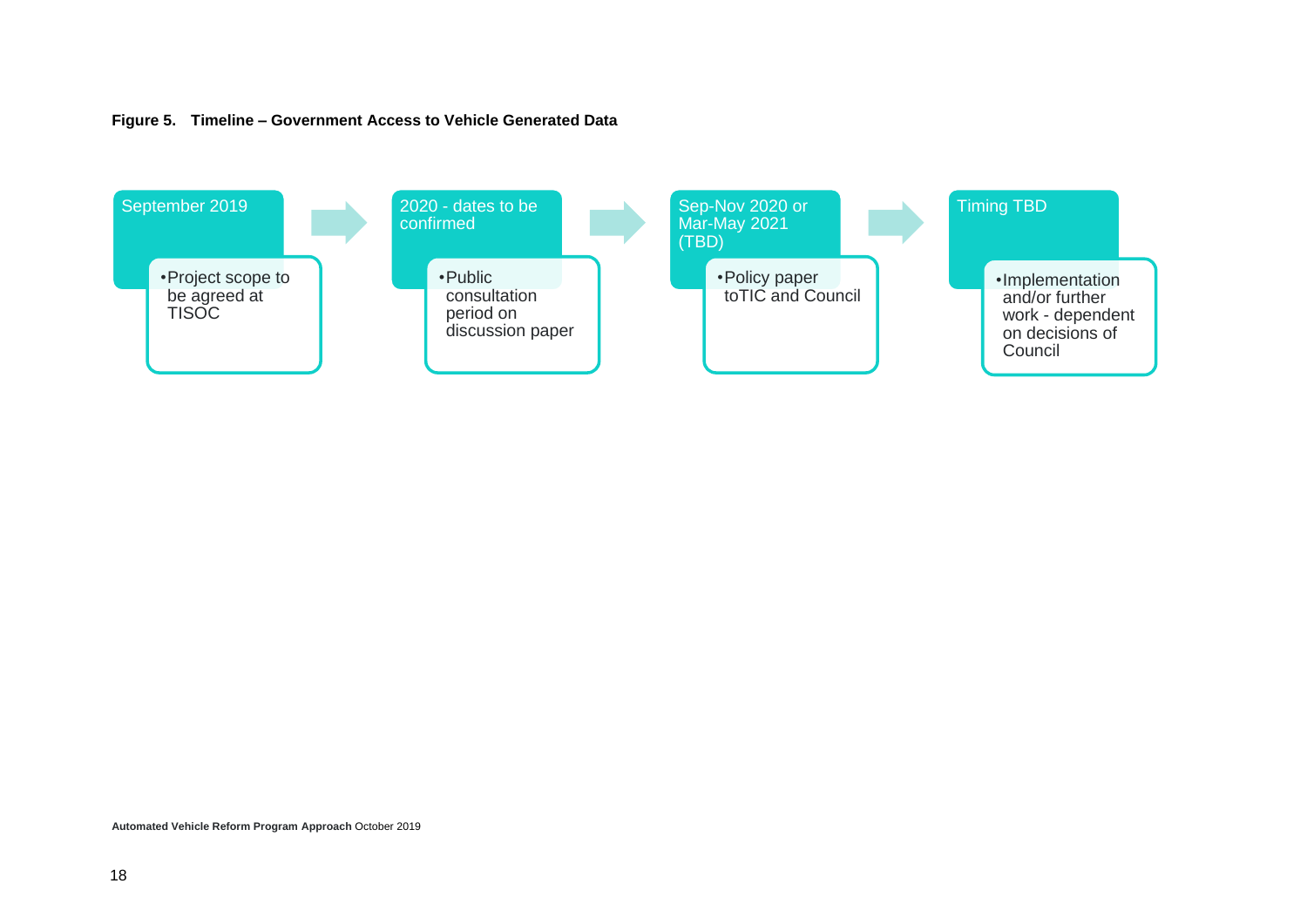**Figure 5. Timeline – Government Access to Vehicle Generated Data**

**September 2019**

- Project scope to be agreed at TISOC

**2020 - dates to be confirmed**

- Public consultation period on discussion paper

**Sep-Nov 2020 or Mar-May 2021 (TBD)**

- Policy paper toTIC and Council

**Timing TBD**

- Implementation and/or further work - dependent on decisions of Council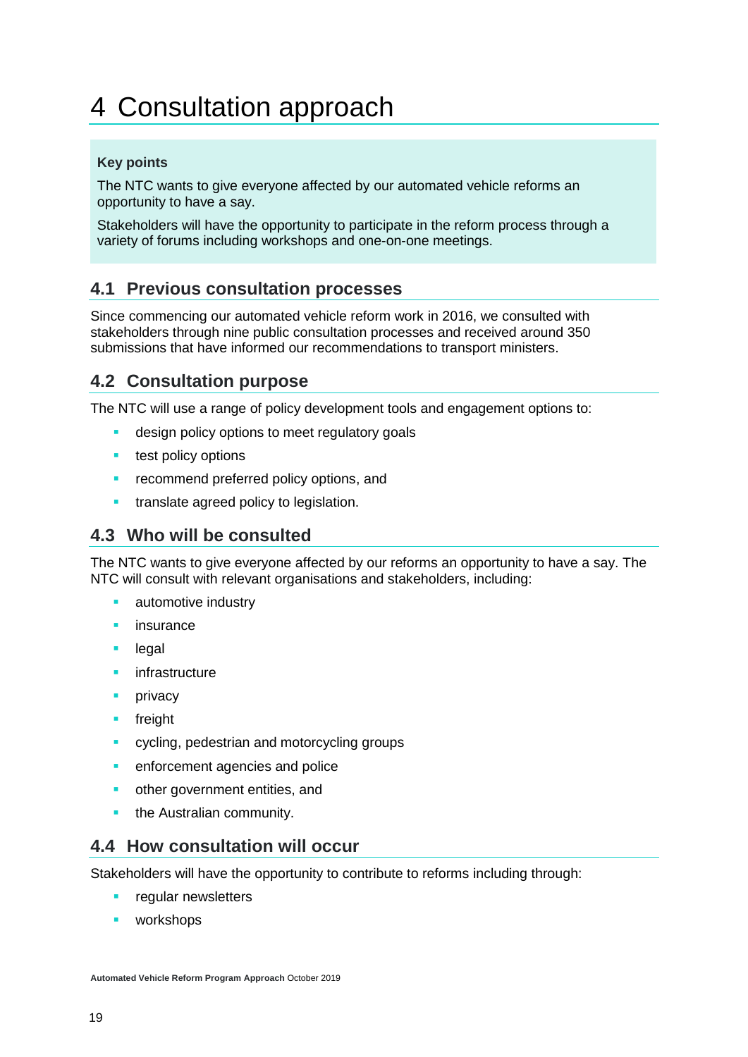# 4 Consultation approach

**Key points**

The NTC wants to give everyone affected by our automated vehicle reforms an opportunity to have a say.

Stakeholders will have the opportunity to participate in the reform process through a variety of forums including workshops and one-on-one meetings.

## 4.1 Previous consultation processes

Since commencing our automated vehicle reform work in 2016, we consulted with stakeholders through nine public consultation processes and received around 350 submissions that have informed our recommendations to transport ministers.

## 4.2 Consultation purpose

The NTC will use a range of policy development tools and engagement options to:

- design policy options to meet regulatory goals
- test policy options
- recommend preferred policy options, and
- translate agreed policy to legislation.

## 4.3 Who will be consulted

The NTC wants to give everyone affected by our reforms an opportunity to have a say. The NTC will consult with relevant organisations and stakeholders, including:

- automotive industry
- insurance
- legal
- infrastructure
- privacy
- freight
- cycling, pedestrian and motorcycling groups
- enforcement agencies and police
- other government entities, and
- the Australian community.

## 4.4 How consultation will occur

Stakeholders will have the opportunity to contribute to reforms including through:

- regular newsletters
- workshops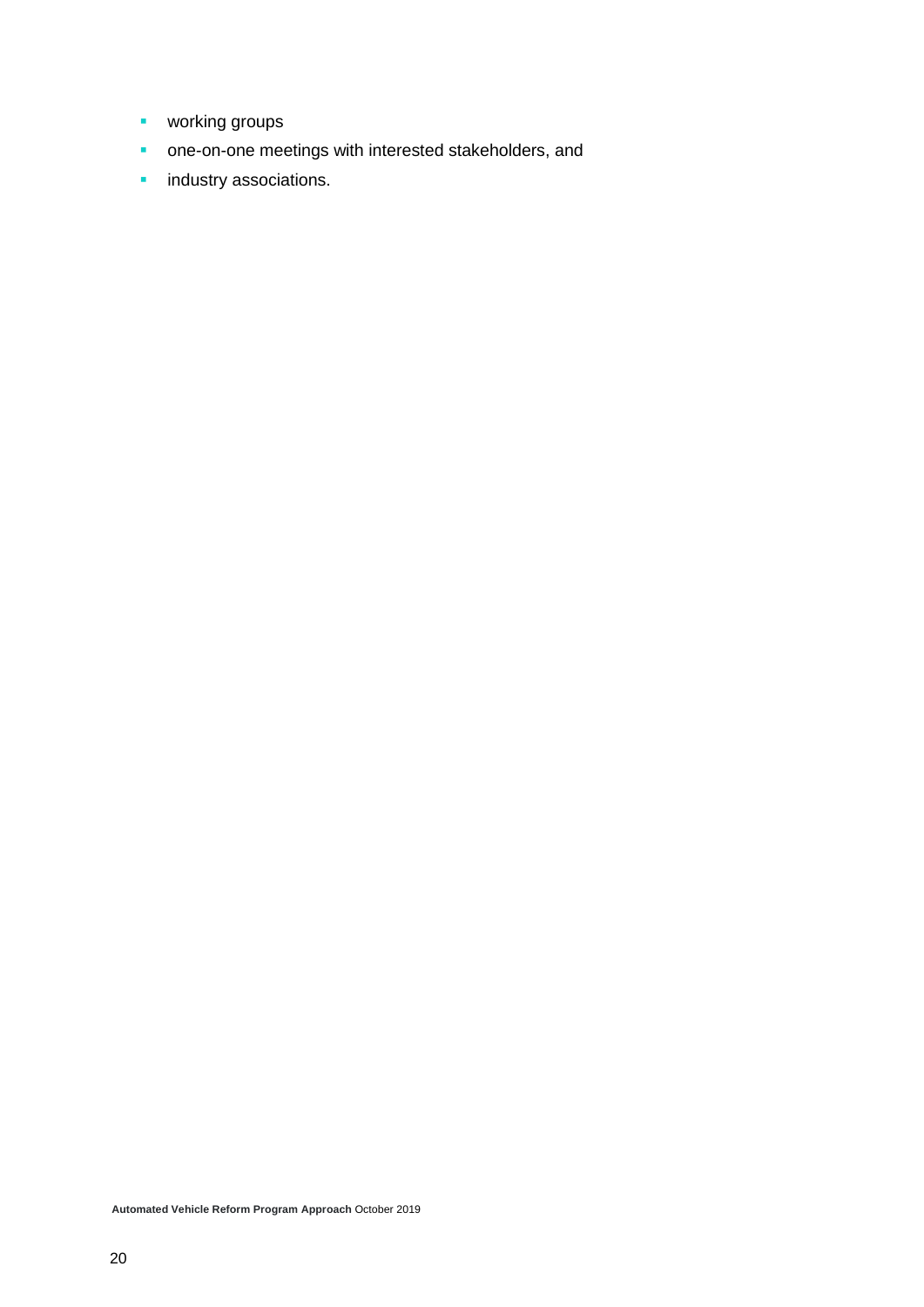- working groups
- one-on-one meetings with interested stakeholders, and
- industry associations.